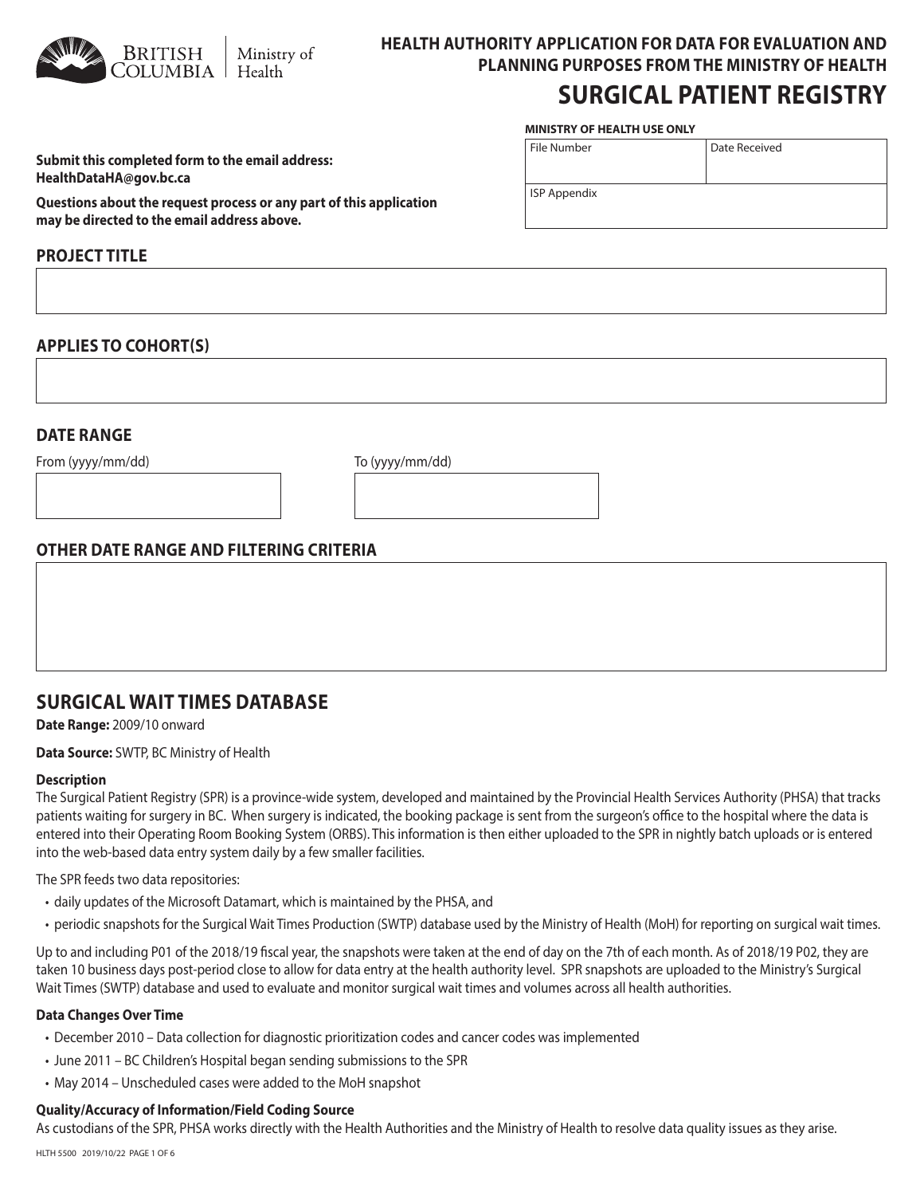British Columbia | Ministry of Health

# HEALTH AUTHORITY APPLICATION FOR DATA FOR EVALUATION AND PLANNING PURPOSES FROM THE MINISTRY OF HEALTH

# SURGICAL PATIENT REGISTRY

**MINISTRY OF HEALTH USE ONLY**

| File Number | Date Received |
| --- | --- |
| ISP Appendix | |

**Submit this completed form to the email address: HealthDataHA@gov.bc.ca**

**Questions about the request process or any part of this application may be directed to the email address above.**

## PROJECT TITLE

## APPLIES TO COHORT(S)

## DATE RANGE

From (yyyy/mm/dd)

To (yyyy/mm/dd)

## OTHER DATE RANGE AND FILTERING CRITERIA

## SURGICAL WAIT TIMES DATABASE

**Date Range:** 2009/10 onward

**Data Source:** SWTP, BC Ministry of Health

**Description**

The Surgical Patient Registry (SPR) is a province-wide system, developed and maintained by the Provincial Health Services Authority (PHSA) that tracks patients waiting for surgery in BC. When surgery is indicated, the booking package is sent from the surgeon's office to the hospital where the data is entered into their Operating Room Booking System (ORBS). This information is then either uploaded to the SPR in nightly batch uploads or is entered into the web-based data entry system daily by a few smaller facilities.

The SPR feeds two data repositories:

- daily updates of the Microsoft Datamart, which is maintained by the PHSA, and
- periodic snapshots for the Surgical Wait Times Production (SWTP) database used by the Ministry of Health (MoH) for reporting on surgical wait times.

Up to and including P01 of the 2018/19 fiscal year, the snapshots were taken at the end of day on the 7th of each month. As of 2018/19 P02, they are taken 10 business days post-period close to allow for data entry at the health authority level. SPR snapshots are uploaded to the Ministry's Surgical Wait Times (SWTP) database and used to evaluate and monitor surgical wait times and volumes across all health authorities.

**Data Changes Over Time**

- December 2010 – Data collection for diagnostic prioritization codes and cancer codes was implemented
- June 2011 – BC Children's Hospital began sending submissions to the SPR
- May 2014 – Unscheduled cases were added to the MoH snapshot

**Quality/Accuracy of Information/Field Coding Source**

As custodians of the SPR, PHSA works directly with the Health Authorities and the Ministry of Health to resolve data quality issues as they arise.

HLTH 5500 2019/10/22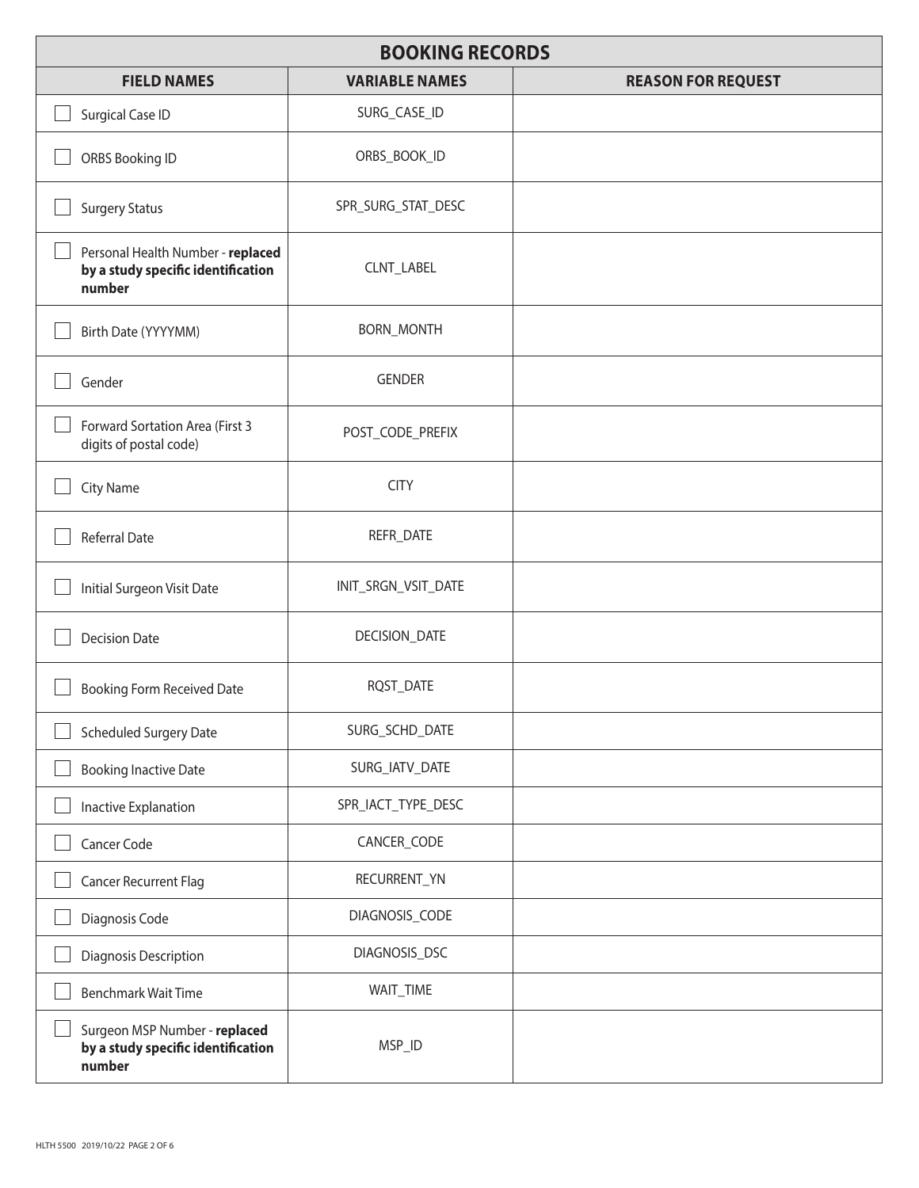| BOOKING RECORDS | | |
|---|---|---|
| **FIELD NAMES** | **VARIABLE NAMES** | **REASON FOR REQUEST** |
| ☐ Surgical Case ID | SURG_CASE_ID | |
| ☐ ORBS Booking ID | ORBS_BOOK_ID | |
| ☐ Surgery Status | SPR_SURG_STAT_DESC | |
| ☐ Personal Health Number - **replaced by a study specific identification number** | CLNT_LABEL | |
| ☐ Birth Date (YYYYMM) | BORN_MONTH | |
| ☐ Gender | GENDER | |
| ☐ Forward Sortation Area (First 3 digits of postal code) | POST_CODE_PREFIX | |
| ☐ City Name | CITY | |
| ☐ Referral Date | REFR_DATE | |
| ☐ Initial Surgeon Visit Date | INIT_SRGN_VSIT_DATE | |
| ☐ Decision Date | DECISION_DATE | |
| ☐ Booking Form Received Date | RQST_DATE | |
| ☐ Scheduled Surgery Date | SURG_SCHD_DATE | |
| ☐ Booking Inactive Date | SURG_IATV_DATE | |
| ☐ Inactive Explanation | SPR_IACT_TYPE_DESC | |
| ☐ Cancer Code | CANCER_CODE | |
| ☐ Cancer Recurrent Flag | RECURRENT_YN | |
| ☐ Diagnosis Code | DIAGNOSIS_CODE | |
| ☐ Diagnosis Description | DIAGNOSIS_DSC | |
| ☐ Benchmark Wait Time | WAIT_TIME | |
| ☐ Surgeon MSP Number - **replaced by a study specific identification number** | MSP_ID | |

HLTH 5500 2019/10/22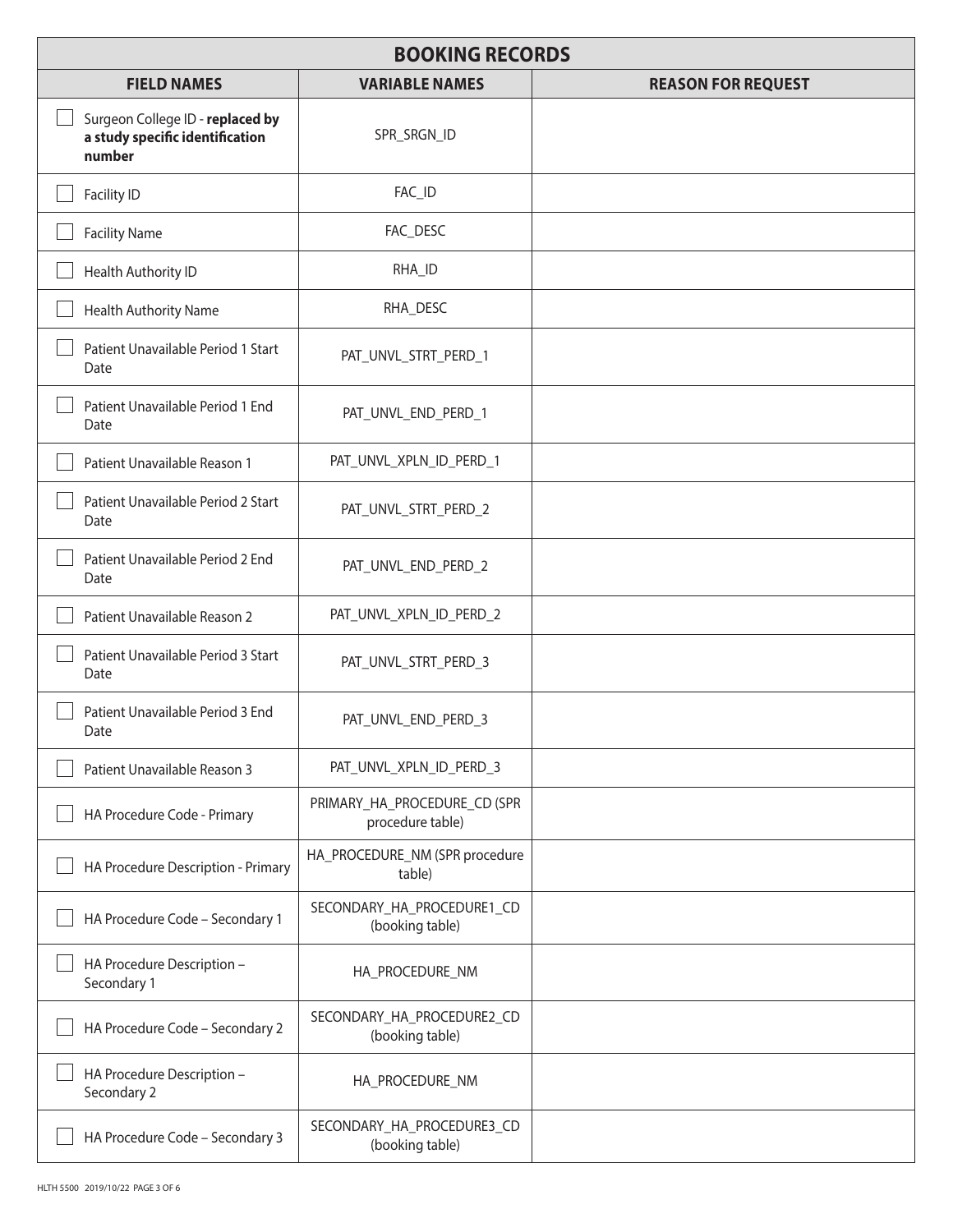## BOOKING RECORDS

| FIELD NAMES | VARIABLE NAMES | REASON FOR REQUEST |
|---|---|---|
| ☐ Surgeon College ID - **replaced by a study specific identification number** | SPR_SRGN_ID | |
| ☐ Facility ID | FAC_ID | |
| ☐ Facility Name | FAC_DESC | |
| ☐ Health Authority ID | RHA_ID | |
| ☐ Health Authority Name | RHA_DESC | |
| ☐ Patient Unavailable Period 1 Start Date | PAT_UNVL_STRT_PERD_1 | |
| ☐ Patient Unavailable Period 1 End Date | PAT_UNVL_END_PERD_1 | |
| ☐ Patient Unavailable Reason 1 | PAT_UNVL_XPLN_ID_PERD_1 | |
| ☐ Patient Unavailable Period 2 Start Date | PAT_UNVL_STRT_PERD_2 | |
| ☐ Patient Unavailable Period 2 End Date | PAT_UNVL_END_PERD_2 | |
| ☐ Patient Unavailable Reason 2 | PAT_UNVL_XPLN_ID_PERD_2 | |
| ☐ Patient Unavailable Period 3 Start Date | PAT_UNVL_STRT_PERD_3 | |
| ☐ Patient Unavailable Period 3 End Date | PAT_UNVL_END_PERD_3 | |
| ☐ Patient Unavailable Reason 3 | PAT_UNVL_XPLN_ID_PERD_3 | |
| ☐ HA Procedure Code - Primary | PRIMARY_HA_PROCEDURE_CD (SPR procedure table) | |
| ☐ HA Procedure Description - Primary | HA_PROCEDURE_NM (SPR procedure table) | |
| ☐ HA Procedure Code – Secondary 1 | SECONDARY_HA_PROCEDURE1_CD (booking table) | |
| ☐ HA Procedure Description – Secondary 1 | HA_PROCEDURE_NM | |
| ☐ HA Procedure Code – Secondary 2 | SECONDARY_HA_PROCEDURE2_CD (booking table) | |
| ☐ HA Procedure Description – Secondary 2 | HA_PROCEDURE_NM | |
| ☐ HA Procedure Code – Secondary 3 | SECONDARY_HA_PROCEDURE3_CD (booking table) | |

HLTH 5500 2019/10/22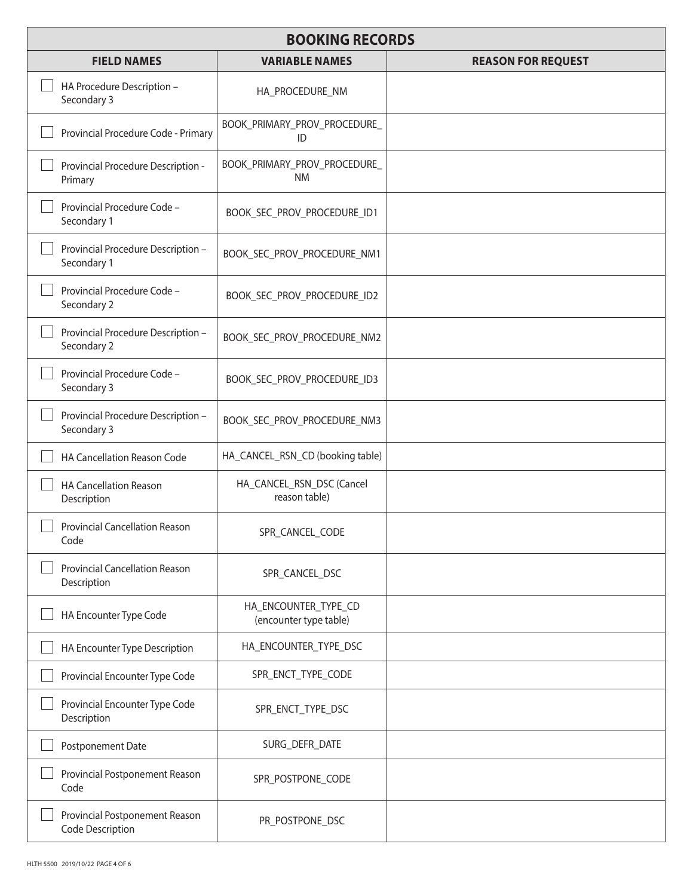| BOOKING RECORDS | | |
|---|---|---|
| **FIELD NAMES** | **VARIABLE NAMES** | **REASON FOR REQUEST** |
| ☐ HA Procedure Description – Secondary 3 | HA_PROCEDURE_NM | |
| ☐ Provincial Procedure Code - Primary | BOOK_PRIMARY_PROV_PROCEDURE_ID | |
| ☐ Provincial Procedure Description - Primary | BOOK_PRIMARY_PROV_PROCEDURE_NM | |
| ☐ Provincial Procedure Code – Secondary 1 | BOOK_SEC_PROV_PROCEDURE_ID1 | |
| ☐ Provincial Procedure Description – Secondary 1 | BOOK_SEC_PROV_PROCEDURE_NM1 | |
| ☐ Provincial Procedure Code – Secondary 2 | BOOK_SEC_PROV_PROCEDURE_ID2 | |
| ☐ Provincial Procedure Description – Secondary 2 | BOOK_SEC_PROV_PROCEDURE_NM2 | |
| ☐ Provincial Procedure Code – Secondary 3 | BOOK_SEC_PROV_PROCEDURE_ID3 | |
| ☐ Provincial Procedure Description – Secondary 3 | BOOK_SEC_PROV_PROCEDURE_NM3 | |
| ☐ HA Cancellation Reason Code | HA_CANCEL_RSN_CD (booking table) | |
| ☐ HA Cancellation Reason Description | HA_CANCEL_RSN_DSC (Cancel reason table) | |
| ☐ Provincial Cancellation Reason Code | SPR_CANCEL_CODE | |
| ☐ Provincial Cancellation Reason Description | SPR_CANCEL_DSC | |
| ☐ HA Encounter Type Code | HA_ENCOUNTER_TYPE_CD (encounter type table) | |
| ☐ HA Encounter Type Description | HA_ENCOUNTER_TYPE_DSC | |
| ☐ Provincial Encounter Type Code | SPR_ENCT_TYPE_CODE | |
| ☐ Provincial Encounter Type Code Description | SPR_ENCT_TYPE_DSC | |
| ☐ Postponement Date | SURG_DEFR_DATE | |
| ☐ Provincial Postponement Reason Code | SPR_POSTPONE_CODE | |
| ☐ Provincial Postponement Reason Code Description | PR_POSTPONE_DSC | |

HLTH 5500 2019/10/22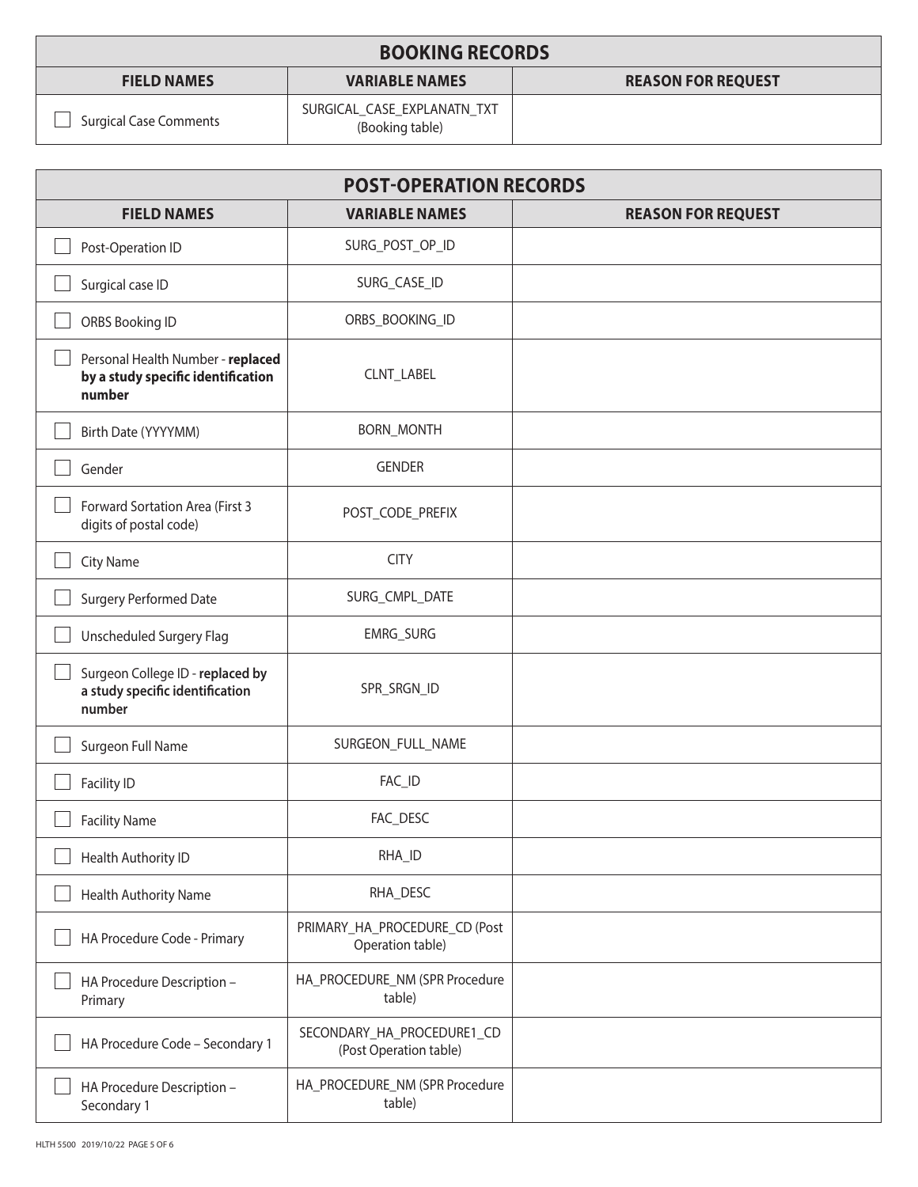| BOOKING RECORDS | | |
|---|---|---|
| **FIELD NAMES** | **VARIABLE NAMES** | **REASON FOR REQUEST** |
| ☐ Surgical Case Comments | SURGICAL_CASE_EXPLANATN_TXT (Booking table) | |

| POST-OPERATION RECORDS | | |
|---|---|---|
| **FIELD NAMES** | **VARIABLE NAMES** | **REASON FOR REQUEST** |
| ☐ Post-Operation ID | SURG_POST_OP_ID | |
| ☐ Surgical case ID | SURG_CASE_ID | |
| ☐ ORBS Booking ID | ORBS_BOOKING_ID | |
| ☐ Personal Health Number - **replaced by a study specific identification number** | CLNT_LABEL | |
| ☐ Birth Date (YYYYMM) | BORN_MONTH | |
| ☐ Gender | GENDER | |
| ☐ Forward Sortation Area (First 3 digits of postal code) | POST_CODE_PREFIX | |
| ☐ City Name | CITY | |
| ☐ Surgery Performed Date | SURG_CMPL_DATE | |
| ☐ Unscheduled Surgery Flag | EMRG_SURG | |
| ☐ Surgeon College ID - **replaced by a study specific identification number** | SPR_SRGN_ID | |
| ☐ Surgeon Full Name | SURGEON_FULL_NAME | |
| ☐ Facility ID | FAC_ID | |
| ☐ Facility Name | FAC_DESC | |
| ☐ Health Authority ID | RHA_ID | |
| ☐ Health Authority Name | RHA_DESC | |
| ☐ HA Procedure Code - Primary | PRIMARY_HA_PROCEDURE_CD (Post Operation table) | |
| ☐ HA Procedure Description – Primary | HA_PROCEDURE_NM (SPR Procedure table) | |
| ☐ HA Procedure Code – Secondary 1 | SECONDARY_HA_PROCEDURE1_CD (Post Operation table) | |
| ☐ HA Procedure Description – Secondary 1 | HA_PROCEDURE_NM (SPR Procedure table) | |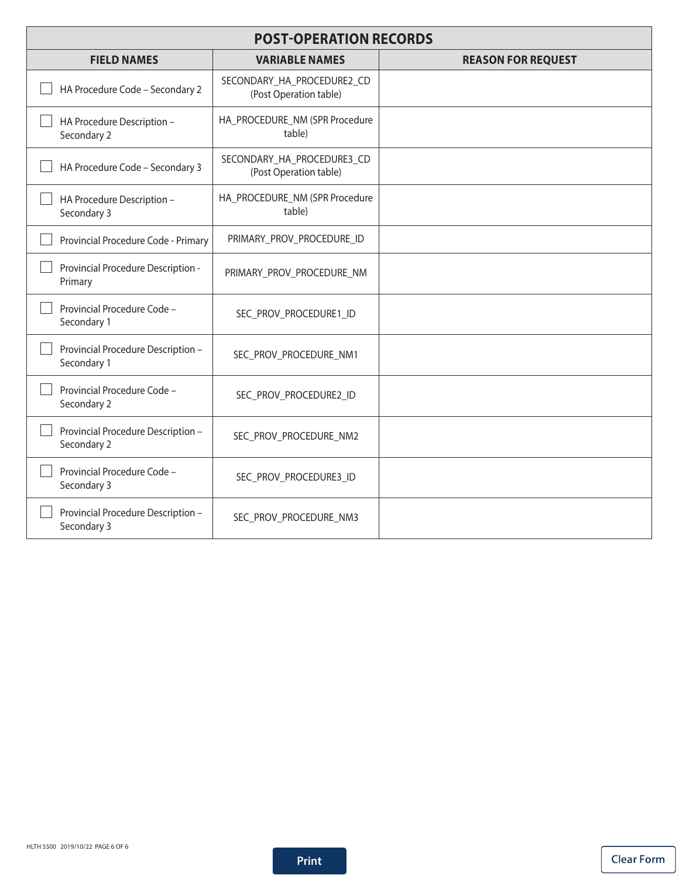| POST-OPERATION RECORDS | | |
|---|---|---|
| **FIELD NAMES** | **VARIABLE NAMES** | **REASON FOR REQUEST** |
| ☐ HA Procedure Code – Secondary 2 | SECONDARY_HA_PROCEDURE2_CD (Post Operation table) | |
| ☐ HA Procedure Description – Secondary 2 | HA_PROCEDURE_NM (SPR Procedure table) | |
| ☐ HA Procedure Code – Secondary 3 | SECONDARY_HA_PROCEDURE3_CD (Post Operation table) | |
| ☐ HA Procedure Description – Secondary 3 | HA_PROCEDURE_NM (SPR Procedure table) | |
| ☐ Provincial Procedure Code - Primary | PRIMARY_PROV_PROCEDURE_ID | |
| ☐ Provincial Procedure Description - Primary | PRIMARY_PROV_PROCEDURE_NM | |
| ☐ Provincial Procedure Code – Secondary 1 | SEC_PROV_PROCEDURE1_ID | |
| ☐ Provincial Procedure Description – Secondary 1 | SEC_PROV_PROCEDURE_NM1 | |
| ☐ Provincial Procedure Code – Secondary 2 | SEC_PROV_PROCEDURE2_ID | |
| ☐ Provincial Procedure Description – Secondary 2 | SEC_PROV_PROCEDURE_NM2 | |
| ☐ Provincial Procedure Code – Secondary 3 | SEC_PROV_PROCEDURE3_ID | |
| ☐ Provincial Procedure Description – Secondary 3 | SEC_PROV_PROCEDURE_NM3 | |

HLTH 5500 2019/10/22

Print

Clear Form